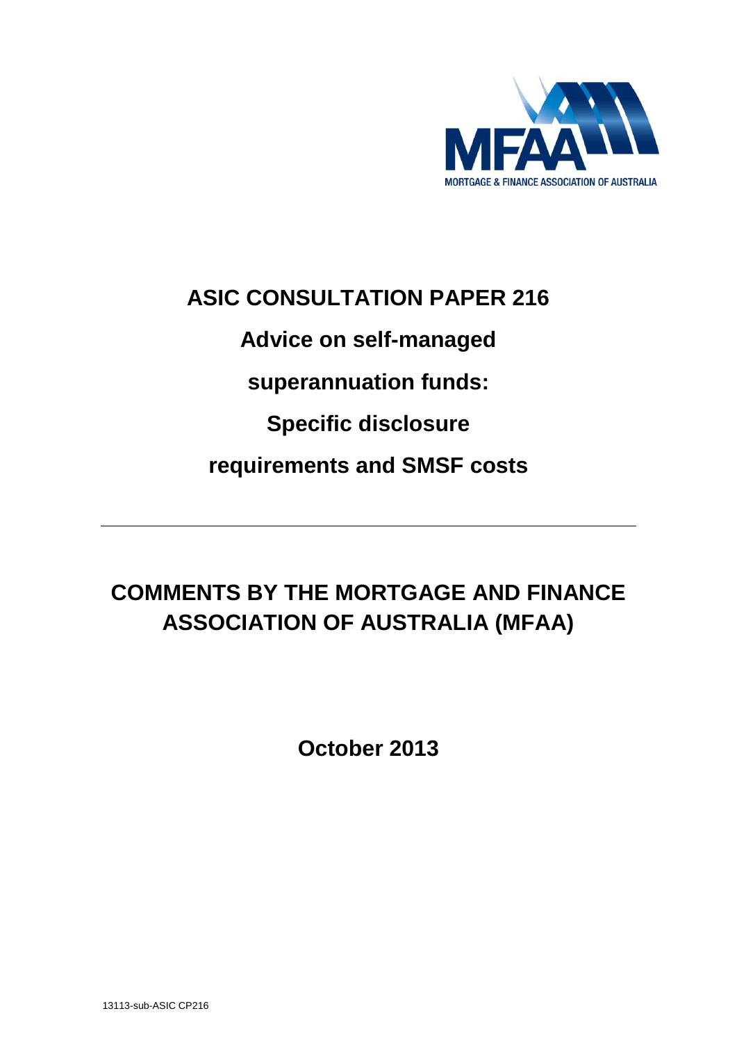MORTGAGE & FINANCE ASSOCIATION OF AUSTRALIA

# ASIC CONSULTATION PAPER 216

# Advice on self-managed superannuation funds: Specific disclosure requirements and SMSF costs

---

## COMMENTS BY THE MORTGAGE AND FINANCE ASSOCIATION OF AUSTRALIA (MFAA)

**October 2013**

13113-sub-ASIC CP216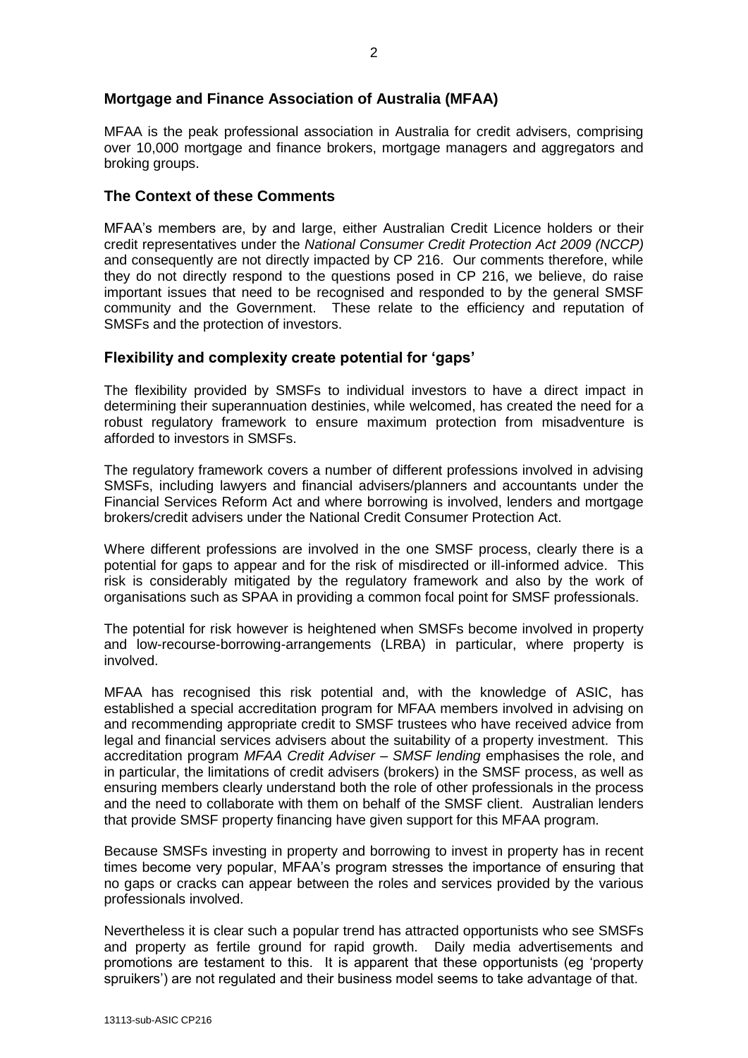## Mortgage and Finance Association of Australia (MFAA)

MFAA is the peak professional association in Australia for credit advisers, comprising over 10,000 mortgage and finance brokers, mortgage managers and aggregators and broking groups.

## The Context of these Comments

MFAA's members are, by and large, either Australian Credit Licence holders or their credit representatives under the *National Consumer Credit Protection Act 2009 (NCCP)* and consequently are not directly impacted by CP 216. Our comments therefore, while they do not directly respond to the questions posed in CP 216, we believe, do raise important issues that need to be recognised and responded to by the general SMSF community and the Government. These relate to the efficiency and reputation of SMSFs and the protection of investors.

## Flexibility and complexity create potential for 'gaps'

The flexibility provided by SMSFs to individual investors to have a direct impact in determining their superannuation destinies, while welcomed, has created the need for a robust regulatory framework to ensure maximum protection from misadventure is afforded to investors in SMSFs.

The regulatory framework covers a number of different professions involved in advising SMSFs, including lawyers and financial advisers/planners and accountants under the Financial Services Reform Act and where borrowing is involved, lenders and mortgage brokers/credit advisers under the National Credit Consumer Protection Act.

Where different professions are involved in the one SMSF process, clearly there is a potential for gaps to appear and for the risk of misdirected or ill-informed advice. This risk is considerably mitigated by the regulatory framework and also by the work of organisations such as SPAA in providing a common focal point for SMSF professionals.

The potential for risk however is heightened when SMSFs become involved in property and low-recourse-borrowing-arrangements (LRBA) in particular, where property is involved.

MFAA has recognised this risk potential and, with the knowledge of ASIC, has established a special accreditation program for MFAA members involved in advising on and recommending appropriate credit to SMSF trustees who have received advice from legal and financial services advisers about the suitability of a property investment. This accreditation program *MFAA Credit Adviser – SMSF lending* emphasises the role, and in particular, the limitations of credit advisers (brokers) in the SMSF process, as well as ensuring members clearly understand both the role of other professionals in the process and the need to collaborate with them on behalf of the SMSF client. Australian lenders that provide SMSF property financing have given support for this MFAA program.

Because SMSFs investing in property and borrowing to invest in property has in recent times become very popular, MFAA's program stresses the importance of ensuring that no gaps or cracks can appear between the roles and services provided by the various professionals involved.

Nevertheless it is clear such a popular trend has attracted opportunists who see SMSFs and property as fertile ground for rapid growth. Daily media advertisements and promotions are testament to this. It is apparent that these opportunists (eg 'property spruikers') are not regulated and their business model seems to take advantage of that.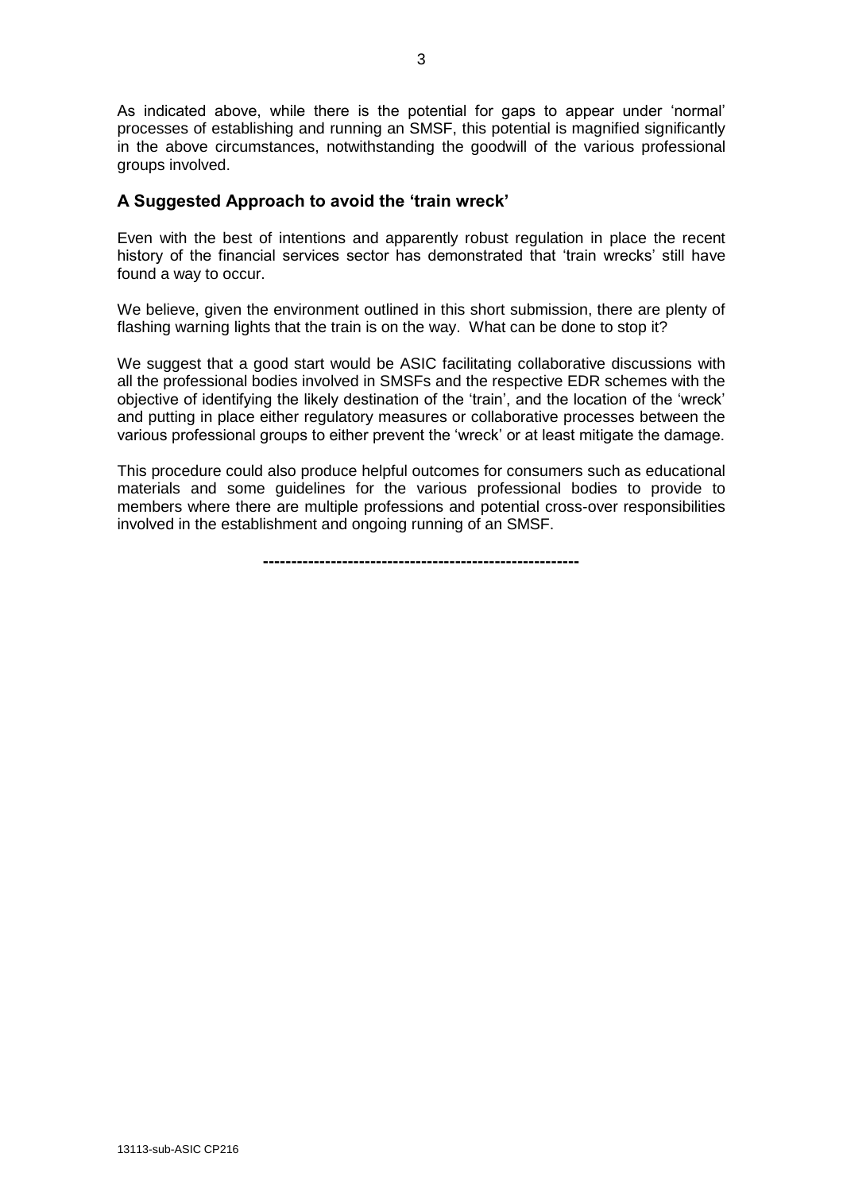As indicated above, while there is the potential for gaps to appear under 'normal' processes of establishing and running an SMSF, this potential is magnified significantly in the above circumstances, notwithstanding the goodwill of the various professional groups involved.

## A Suggested Approach to avoid the 'train wreck'

Even with the best of intentions and apparently robust regulation in place the recent history of the financial services sector has demonstrated that 'train wrecks' still have found a way to occur.

We believe, given the environment outlined in this short submission, there are plenty of flashing warning lights that the train is on the way. What can be done to stop it?

We suggest that a good start would be ASIC facilitating collaborative discussions with all the professional bodies involved in SMSFs and the respective EDR schemes with the objective of identifying the likely destination of the 'train', and the location of the 'wreck' and putting in place either regulatory measures or collaborative processes between the various professional groups to either prevent the 'wreck' or at least mitigate the damage.

This procedure could also produce helpful outcomes for consumers such as educational materials and some guidelines for the various professional bodies to provide to members where there are multiple professions and potential cross-over responsibilities involved in the establishment and ongoing running of an SMSF.

**--------------------------------------------------------**

13113-sub-ASIC CP216